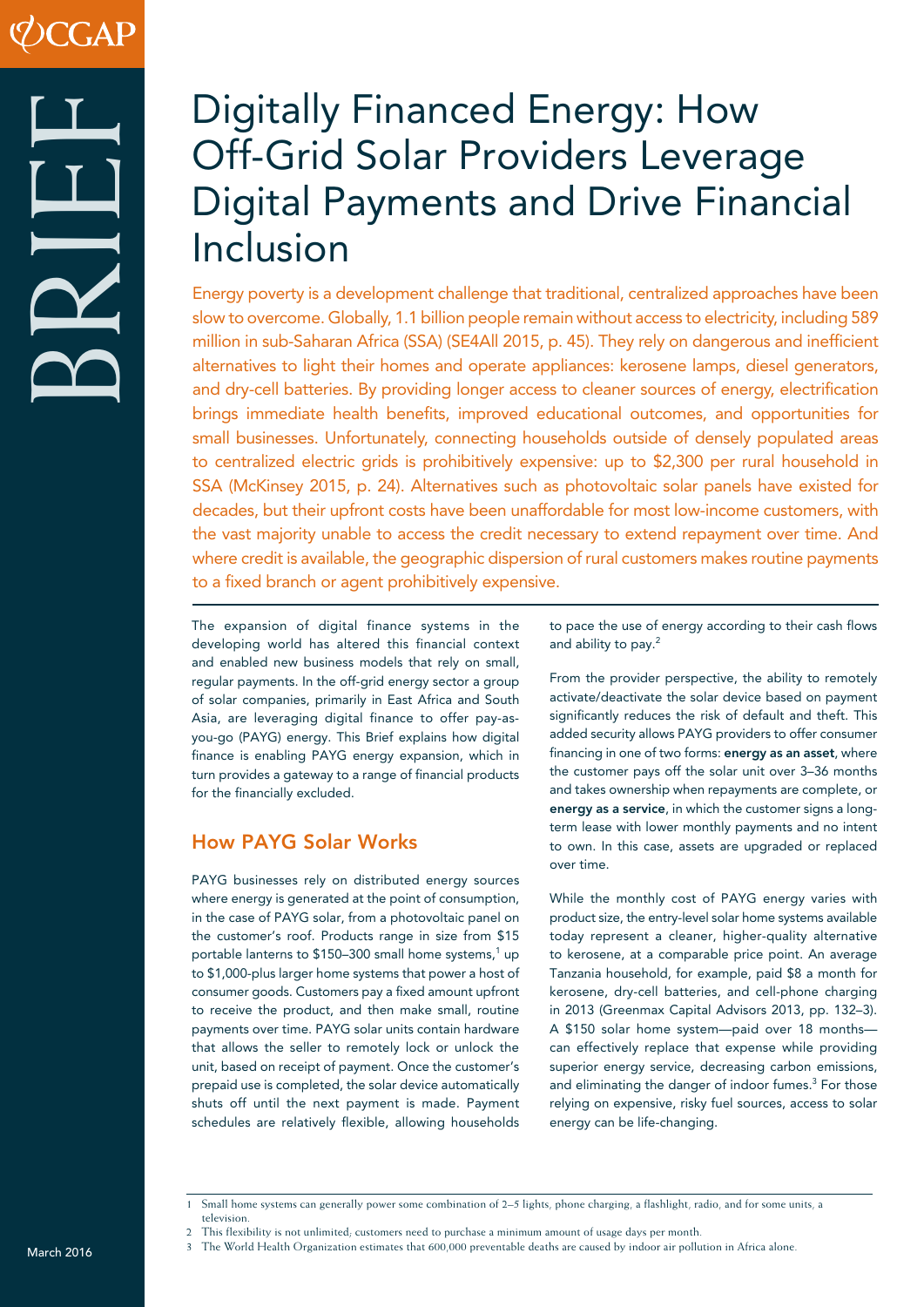# Digitally Financed Energy: How Off-Grid Solar Providers Leverage Digital Payments and Drive Financial Inclusion

Energy poverty is a development challenge that traditional, centralized approaches have been slow to overcome. Globally, 1.1 billion people remain without access to electricity, including 589 million in sub-Saharan Africa (SSA) (SE4All 2015, p. 45). They rely on dangerous and inefficient alternatives to light their homes and operate appliances: kerosene lamps, diesel generators, and dry-cell batteries. By providing longer access to cleaner sources of energy, electrification brings immediate health benefits, improved educational outcomes, and opportunities for small businesses. Unfortunately, connecting households outside of densely populated areas to centralized electric grids is prohibitively expensive: up to $2,300 per rural household in SSA (McKinsey 2015, p. 24). Alternatives such as photovoltaic solar panels have existed for decades, but their upfront costs have been unaffordable for most low-income customers, with the vast majority unable to access the credit necessary to extend repayment over time. And where credit is available, the geographic dispersion of rural customers makes routine payments to a fixed branch or agent prohibitively expensive.

The expansion of digital finance systems in the developing world has altered this financial context and enabled new business models that rely on small, regular payments. In the off-grid energy sector a group of solar companies, primarily in East Africa and South Asia, are leveraging digital finance to offer pay-as-you-go (PAYG) energy. This Brief explains how digital finance is enabling PAYG energy expansion, which in turn provides a gateway to a range of financial products for the financially excluded.

## How PAYG Solar Works

PAYG businesses rely on distributed energy sources where energy is generated at the point of consumption, in the case of PAYG solar, from a photovoltaic panel on the customer's roof. Products range in size from $15 portable lanterns to $150–300 small home systems,[1] up to $1,000-plus larger home systems that power a host of consumer goods. Customers pay a fixed amount upfront to receive the product, and then make small, routine payments over time. PAYG solar units contain hardware that allows the seller to remotely lock or unlock the unit, based on receipt of payment. Once the customer's prepaid use is completed, the solar device automatically shuts off until the next payment is made. Payment schedules are relatively flexible, allowing households to pace the use of energy according to their cash flows and ability to pay.[2]

From the provider perspective, the ability to remotely activate/deactivate the solar device based on payment significantly reduces the risk of default and theft. This added security allows PAYG providers to offer consumer financing in one of two forms: **energy as an asset**, where the customer pays off the solar unit over 3–36 months and takes ownership when repayments are complete, or **energy as a service**, in which the customer signs a long-term lease with lower monthly payments and no intent to own. In this case, assets are upgraded or replaced over time.

While the monthly cost of PAYG energy varies with product size, the entry-level solar home systems available today represent a cleaner, higher-quality alternative to kerosene, at a comparable price point. An average Tanzania household, for example, paid $8 a month for kerosene, dry-cell batteries, and cell-phone charging in 2013 (Greenmax Capital Advisors 2013, pp. 132–3). A $150 solar home system—paid over 18 months—can effectively replace that expense while providing superior energy service, decreasing carbon emissions, and eliminating the danger of indoor fumes.[3] For those relying on expensive, risky fuel sources, access to solar energy can be life-changing.

---

1 Small home systems can generally power some combination of 2–5 lights, phone charging, a flashlight, radio, and for some units, a television.

2 This flexibility is not unlimited; customers need to purchase a minimum amount of usage days per month.

3 The World Health Organization estimates that 600,000 preventable deaths are caused by indoor air pollution in Africa alone.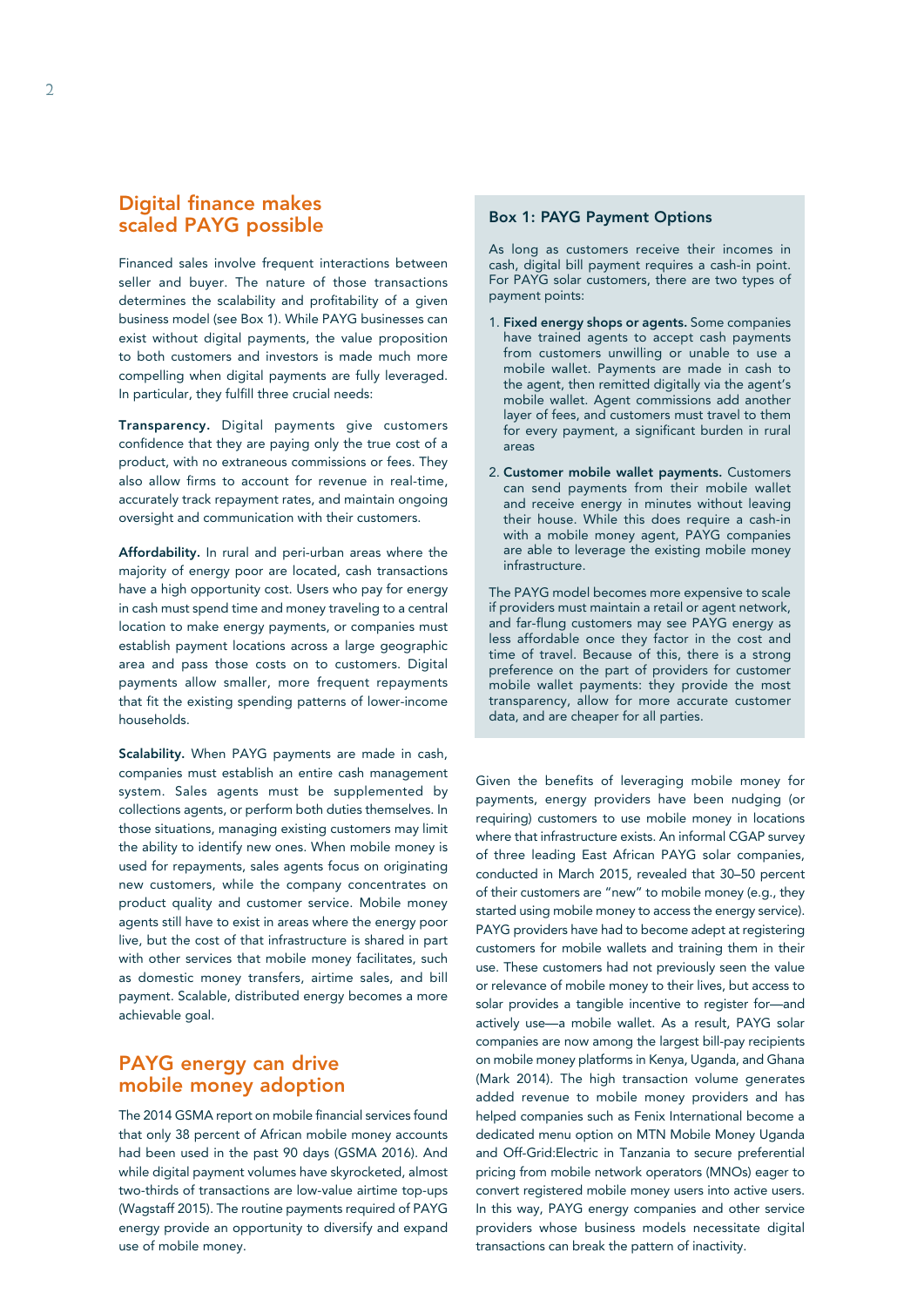## Digital finance makes scaled PAYG possible

Financed sales involve frequent interactions between seller and buyer. The nature of those transactions determines the scalability and profitability of a given business model (see Box 1). While PAYG businesses can exist without digital payments, the value proposition to both customers and investors is made much more compelling when digital payments are fully leveraged. In particular, they fulfill three crucial needs:

**Transparency.** Digital payments give customers confidence that they are paying only the true cost of a product, with no extraneous commissions or fees. They also allow firms to account for revenue in real-time, accurately track repayment rates, and maintain ongoing oversight and communication with their customers.

**Affordability.** In rural and peri-urban areas where the majority of energy poor are located, cash transactions have a high opportunity cost. Users who pay for energy in cash must spend time and money traveling to a central location to make energy payments, or companies must establish payment locations across a large geographic area and pass those costs on to customers. Digital payments allow smaller, more frequent repayments that fit the existing spending patterns of lower-income households.

**Scalability.** When PAYG payments are made in cash, companies must establish an entire cash management system. Sales agents must be supplemented by collections agents, or perform both duties themselves. In those situations, managing existing customers may limit the ability to identify new ones. When mobile money is used for repayments, sales agents focus on originating new customers, while the company concentrates on product quality and customer service. Mobile money agents still have to exist in areas where the energy poor live, but the cost of that infrastructure is shared in part with other services that mobile money facilitates, such as domestic money transfers, airtime sales, and bill payment. Scalable, distributed energy becomes a more achievable goal.

### Box 1: PAYG Payment Options

As long as customers receive their incomes in cash, digital bill payment requires a cash-in point. For PAYG solar customers, there are two types of payment points:

1. **Fixed energy shops or agents.** Some companies have trained agents to accept cash payments from customers unwilling or unable to use a mobile wallet. Payments are made in cash to the agent, then remitted digitally via the agent's mobile wallet. Agent commissions add another layer of fees, and customers must travel to them for every payment, a significant burden in rural areas
2. **Customer mobile wallet payments.** Customers can send payments from their mobile wallet and receive energy in minutes without leaving their house. While this does require a cash-in with a mobile money agent, PAYG companies are able to leverage the existing mobile money infrastructure.

The PAYG model becomes more expensive to scale if providers must maintain a retail or agent network, and far-flung customers may see PAYG energy as less affordable once they factor in the cost and time of travel. Because of this, there is a strong preference on the part of providers for customer mobile wallet payments: they provide the most transparency, allow for more accurate customer data, and are cheaper for all parties.

## PAYG energy can drive mobile money adoption

The 2014 GSMA report on mobile financial services found that only 38 percent of African mobile money accounts had been used in the past 90 days (GSMA 2016). And while digital payment volumes have skyrocketed, almost two-thirds of transactions are low-value airtime top-ups (Wagstaff 2015). The routine payments required of PAYG energy provide an opportunity to diversify and expand use of mobile money.

Given the benefits of leveraging mobile money for payments, energy providers have been nudging (or requiring) customers to use mobile money in locations where that infrastructure exists. An informal CGAP survey of three leading East African PAYG solar companies, conducted in March 2015, revealed that 30–50 percent of their customers are "new" to mobile money (e.g., they started using mobile money to access the energy service). PAYG providers have had to become adept at registering customers for mobile wallets and training them in their use. These customers had not previously seen the value or relevance of mobile money to their lives, but access to solar provides a tangible incentive to register for—and actively use—a mobile wallet. As a result, PAYG solar companies are now among the largest bill-pay recipients on mobile money platforms in Kenya, Uganda, and Ghana (Mark 2014). The high transaction volume generates added revenue to mobile money providers and has helped companies such as Fenix International become a dedicated menu option on MTN Mobile Money Uganda and Off-Grid:Electric in Tanzania to secure preferential pricing from mobile network operators (MNOs) eager to convert registered mobile money users into active users. In this way, PAYG energy companies and other service providers whose business models necessitate digital transactions can break the pattern of inactivity.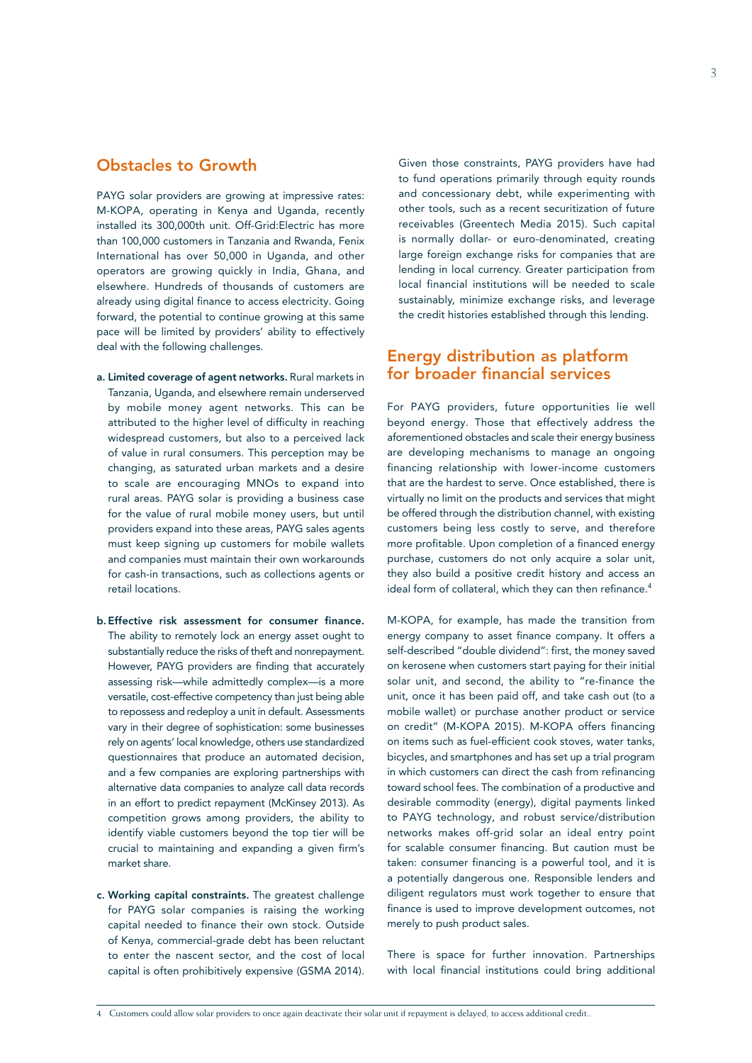## Obstacles to Growth

PAYG solar providers are growing at impressive rates: M-KOPA, operating in Kenya and Uganda, recently installed its 300,000th unit. Off-Grid:Electric has more than 100,000 customers in Tanzania and Rwanda, Fenix International has over 50,000 in Uganda, and other operators are growing quickly in India, Ghana, and elsewhere. Hundreds of thousands of customers are already using digital finance to access electricity. Going forward, the potential to continue growing at this same pace will be limited by providers' ability to effectively deal with the following challenges.

a. **Limited coverage of agent networks.** Rural markets in Tanzania, Uganda, and elsewhere remain underserved by mobile money agent networks. This can be attributed to the higher level of difficulty in reaching widespread customers, but also to a perceived lack of value in rural consumers. This perception may be changing, as saturated urban markets and a desire to scale are encouraging MNOs to expand into rural areas. PAYG solar is providing a business case for the value of rural mobile money users, but until providers expand into these areas, PAYG sales agents must keep signing up customers for mobile wallets and companies must maintain their own workarounds for cash-in transactions, such as collections agents or retail locations.

b. **Effective risk assessment for consumer finance.** The ability to remotely lock an energy asset ought to substantially reduce the risks of theft and nonrepayment. However, PAYG providers are finding that accurately assessing risk—while admittedly complex—is a more versatile, cost-effective competency than just being able to repossess and redeploy a unit in default. Assessments vary in their degree of sophistication: some businesses rely on agents' local knowledge, others use standardized questionnaires that produce an automated decision, and a few companies are exploring partnerships with alternative data companies to analyze call data records in an effort to predict repayment (McKinsey 2013). As competition grows among providers, the ability to identify viable customers beyond the top tier will be crucial to maintaining and expanding a given firm's market share.

c. **Working capital constraints.** The greatest challenge for PAYG solar companies is raising the working capital needed to finance their own stock. Outside of Kenya, commercial-grade debt has been reluctant to enter the nascent sector, and the cost of local capital is often prohibitively expensive (GSMA 2014). Given those constraints, PAYG providers have had to fund operations primarily through equity rounds and concessionary debt, while experimenting with other tools, such as a recent securitization of future receivables (Greentech Media 2015). Such capital is normally dollar- or euro-denominated, creating large foreign exchange risks for companies that are lending in local currency. Greater participation from local financial institutions will be needed to scale sustainably, minimize exchange risks, and leverage the credit histories established through this lending.

## Energy distribution as platform for broader financial services

For PAYG providers, future opportunities lie well beyond energy. Those that effectively address the aforementioned obstacles and scale their energy business are developing mechanisms to manage an ongoing financing relationship with lower-income customers that are the hardest to serve. Once established, there is virtually no limit on the products and services that might be offered through the distribution channel, with existing customers being less costly to serve, and therefore more profitable. Upon completion of a financed energy purchase, customers do not only acquire a solar unit, they also build a positive credit history and access an ideal form of collateral, which they can then refinance.[4]

M-KOPA, for example, has made the transition from energy company to asset finance company. It offers a self-described "double dividend": first, the money saved on kerosene when customers start paying for their initial solar unit, and second, the ability to "re-finance the unit, once it has been paid off, and take cash out (to a mobile wallet) or purchase another product or service on credit" (M-KOPA 2015). M-KOPA offers financing on items such as fuel-efficient cook stoves, water tanks, bicycles, and smartphones and has set up a trial program in which customers can direct the cash from refinancing toward school fees. The combination of a productive and desirable commodity (energy), digital payments linked to PAYG technology, and robust service/distribution networks makes off-grid solar an ideal entry point for scalable consumer financing. But caution must be taken: consumer financing is a powerful tool, and it is a potentially dangerous one. Responsible lenders and diligent regulators must work together to ensure that finance is used to improve development outcomes, not merely to push product sales.

There is space for further innovation. Partnerships with local financial institutions could bring additional

4 Customers could allow solar providers to once again deactivate their solar unit if repayment is delayed, to access additional credit..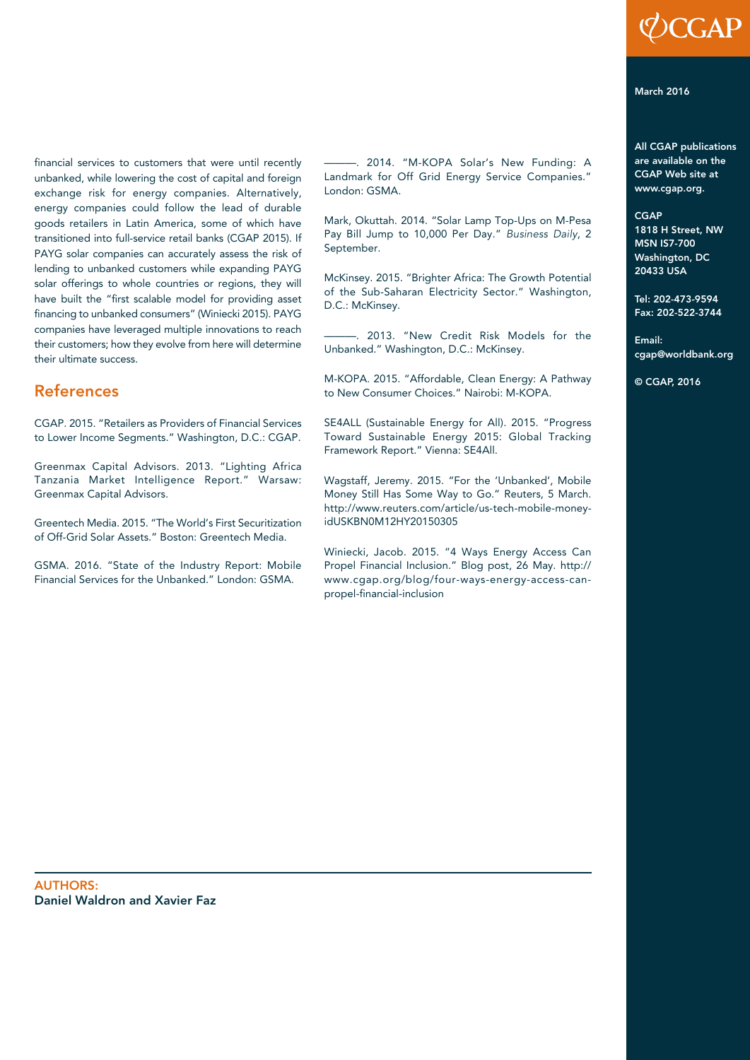financial services to customers that were until recently unbanked, while lowering the cost of capital and foreign exchange risk for energy companies. Alternatively, energy companies could follow the lead of durable goods retailers in Latin America, some of which have transitioned into full-service retail banks (CGAP 2015). If PAYG solar companies can accurately assess the risk of lending to unbanked customers while expanding PAYG solar offerings to whole countries or regions, they will have built the "first scalable model for providing asset financing to unbanked consumers" (Winiecki 2015). PAYG companies have leveraged multiple innovations to reach their customers; how they evolve from here will determine their ultimate success.

## References

CGAP. 2015. "Retailers as Providers of Financial Services to Lower Income Segments." Washington, D.C.: CGAP.

Greenmax Capital Advisors. 2013. "Lighting Africa Tanzania Market Intelligence Report." Warsaw: Greenmax Capital Advisors.

Greentech Media. 2015. "The World's First Securitization of Off-Grid Solar Assets." Boston: Greentech Media.

GSMA. 2016. "State of the Industry Report: Mobile Financial Services for the Unbanked." London: GSMA.

———. 2014. "M-KOPA Solar's New Funding: A Landmark for Off Grid Energy Service Companies." London: GSMA.

Mark, Okuttah. 2014. "Solar Lamp Top-Ups on M-Pesa Pay Bill Jump to 10,000 Per Day." *Business Daily*, 2 September.

McKinsey. 2015. "Brighter Africa: The Growth Potential of the Sub-Saharan Electricity Sector." Washington, D.C.: McKinsey.

———. 2013. "New Credit Risk Models for the Unbanked." Washington, D.C.: McKinsey.

M-KOPA. 2015. "Affordable, Clean Energy: A Pathway to New Consumer Choices." Nairobi: M-KOPA.

SE4ALL (Sustainable Energy for All). 2015. "Progress Toward Sustainable Energy 2015: Global Tracking Framework Report." Vienna: SE4All.

Wagstaff, Jeremy. 2015. "For the 'Unbanked', Mobile Money Still Has Some Way to Go." Reuters, 5 March. http://www.reuters.com/article/us-tech-mobile-money-idUSKBN0M12HY20150305

Winiecki, Jacob. 2015. "4 Ways Energy Access Can Propel Financial Inclusion." Blog post, 26 May. http://www.cgap.org/blog/four-ways-energy-access-can-propel-financial-inclusion

**AUTHORS:**
**Daniel Waldron and Xavier Faz**

March 2016

**All CGAP publications are available on the CGAP Web site at www.cgap.org.**

**CGAP**
**1818 H Street, NW**
**MSN IS7-700**
**Washington, DC**
**20433 USA**

**Tel: 202-473-9594**
**Fax: 202-522-3744**

**Email:**
**cgap@worldbank.org**

**© CGAP, 2016**